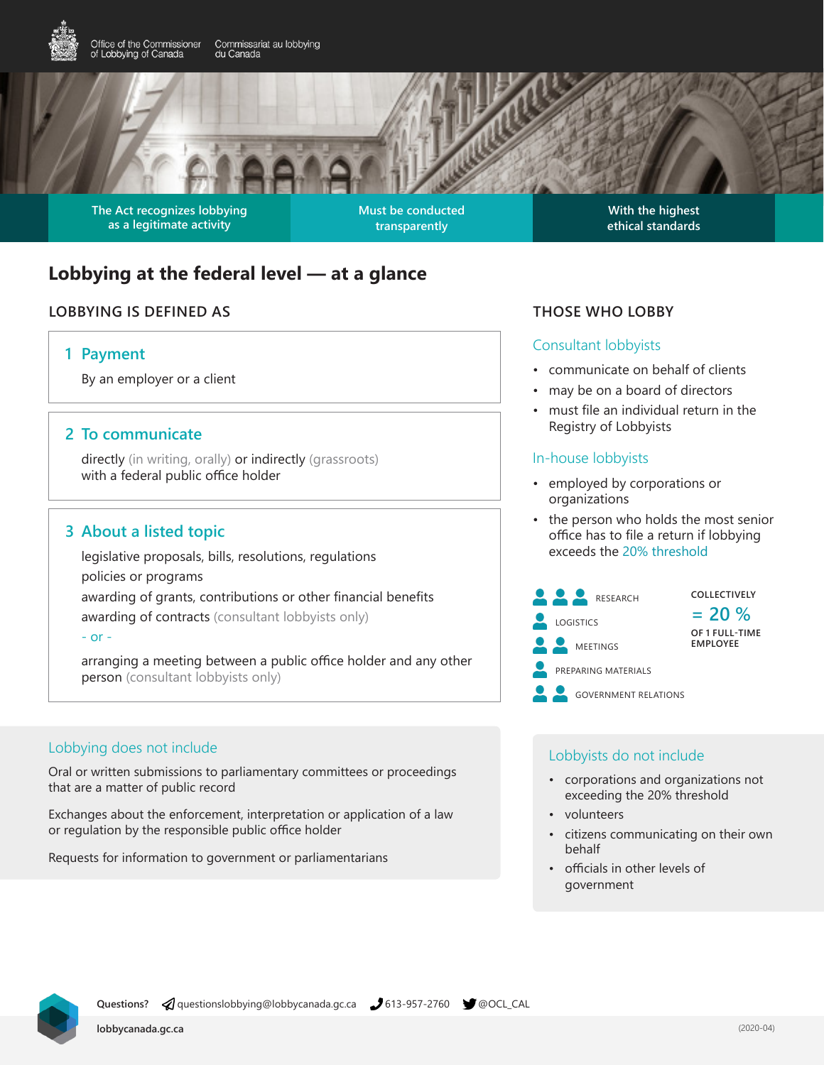Office of the Commissioner of Lobbying of Canada | Commissariat au lobbying du Canada

The Act recognizes lobbying as a legitimate activity | Must be conducted transparently | With the highest ethical standards

# Lobbying at the federal level — at a glance

## LOBBYING IS DEFINED AS

### 1 Payment

By an employer or a client

### 2 To communicate

directly (in writing, orally) or indirectly (grassroots) with a federal public office holder

### 3 About a listed topic

legislative proposals, bills, resolutions, regulations

policies or programs

awarding of grants, contributions or other financial benefits

awarding of contracts (consultant lobbyists only)

\- or -

arranging a meeting between a public office holder and any other person (consultant lobbyists only)

### Lobbying does not include

Oral or written submissions to parliamentary committees or proceedings that are a matter of public record

Exchanges about the enforcement, interpretation or application of a law or regulation by the responsible public office holder

Requests for information to government or parliamentarians

## THOSE WHO LOBBY

### Consultant lobbyists

- communicate on behalf of clients
- may be on a board of directors
- must file an individual return in the Registry of Lobbyists

### In-house lobbyists

- employed by corporations or organizations
- the person who holds the most senior office has to file a return if lobbying exceeds the 20% threshold

RESEARCH

LOGISTICS

MEETINGS

PREPARING MATERIALS

GOVERNMENT RELATIONS

COLLECTIVELY = 20 % OF 1 FULL-TIME EMPLOYEE

### Lobbyists do not include

- corporations and organizations not exceeding the 20% threshold
- volunteers
- citizens communicating on their own behalf
- officials in other levels of government

**Questions?** questionslobbying@lobbycanada.gc.ca | 613-957-2760 | @OCL_CAL

**lobbycanada.gc.ca**

(2020-04)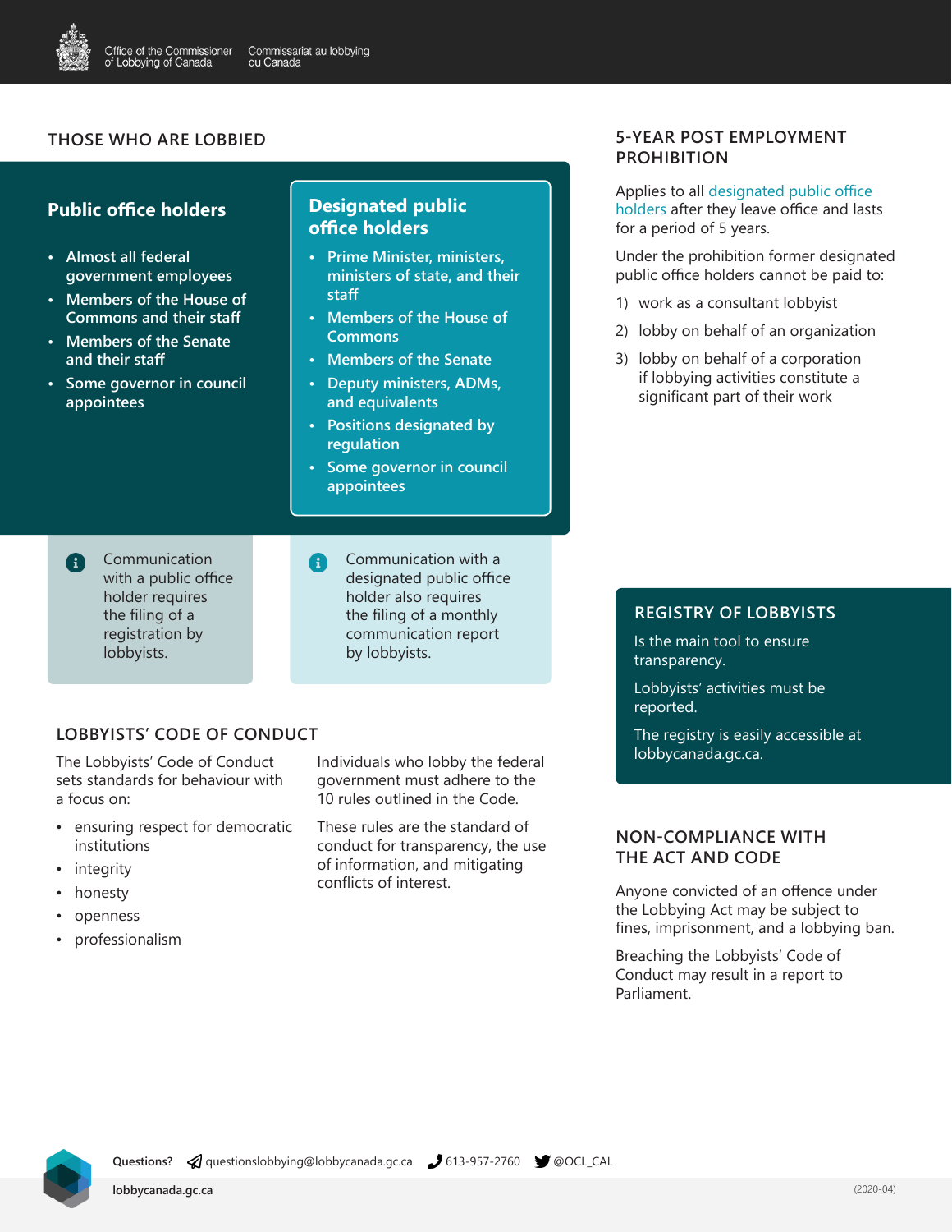## THOSE WHO ARE LOBBIED

### Public office holders

- Almost all federal government employees
- Members of the House of Commons and their staff
- Members of the Senate and their staff
- Some governor in council appointees

Communication with a public office holder requires the filing of a registration by lobbyists.

### Designated public office holders

- Prime Minister, ministers, ministers of state, and their staff
- Members of the House of Commons
- Members of the Senate
- Deputy ministers, ADMs, and equivalents
- Positions designated by regulation
- Some governor in council appointees

Communication with a designated public office holder also requires the filing of a monthly communication report by lobbyists.

## LOBBYISTS' CODE OF CONDUCT

The Lobbyists' Code of Conduct sets standards for behaviour with a focus on:

- ensuring respect for democratic institutions
- integrity
- honesty
- openness
- professionalism

Individuals who lobby the federal government must adhere to the 10 rules outlined in the Code.

These rules are the standard of conduct for transparency, the use of information, and mitigating conflicts of interest.

## 5-YEAR POST EMPLOYMENT PROHIBITION

Applies to all designated public office holders after they leave office and lasts for a period of 5 years.

Under the prohibition former designated public office holders cannot be paid to:

1) work as a consultant lobbyist
2) lobby on behalf of an organization
3) lobby on behalf of a corporation if lobbying activities constitute a significant part of their work

## REGISTRY OF LOBBYISTS

Is the main tool to ensure transparency.

Lobbyists' activities must be reported.

The registry is easily accessible at lobbycanada.gc.ca.

## NON-COMPLIANCE WITH THE ACT AND CODE

Anyone convicted of an offence under the Lobbying Act may be subject to fines, imprisonment, and a lobbying ban.

Breaching the Lobbyists' Code of Conduct may result in a report to Parliament.

**Questions?** questionslobbying@lobbycanada.gc.ca 613-957-2760 @OCL_CAL

**lobbycanada.gc.ca**

(2020-04)